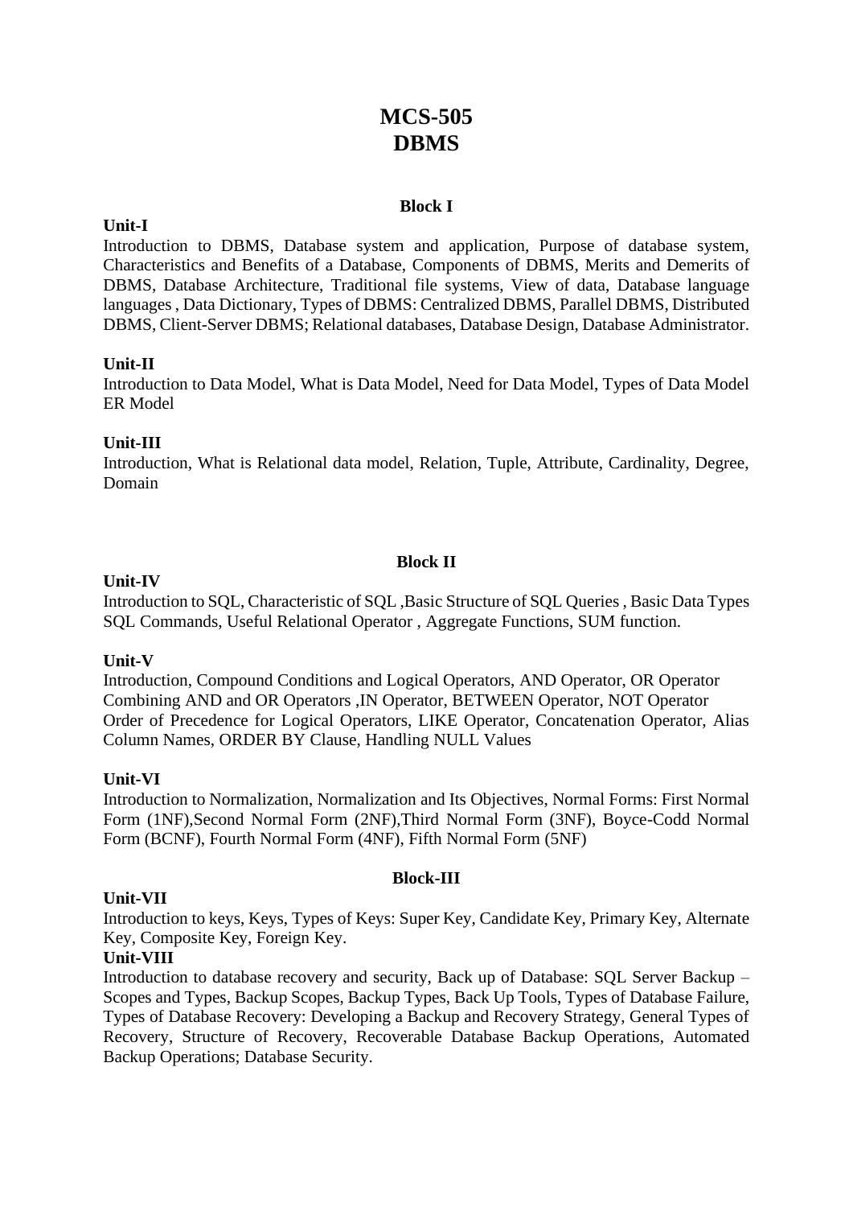# MCS-505
# DBMS

### Block I

**Unit-I**

Introduction to DBMS, Database system and application, Purpose of database system, Characteristics and Benefits of a Database, Components of DBMS, Merits and Demerits of DBMS, Database Architecture, Traditional file systems, View of data, Database language languages , Data Dictionary, Types of DBMS: Centralized DBMS, Parallel DBMS, Distributed DBMS, Client-Server DBMS; Relational databases, Database Design, Database Administrator.

**Unit-II**

Introduction to Data Model, What is Data Model, Need for Data Model, Types of Data Model ER Model

**Unit-III**

Introduction, What is Relational data model, Relation, Tuple, Attribute, Cardinality, Degree, Domain

### Block II

**Unit-IV**

Introduction to SQL, Characteristic of SQL ,Basic Structure of SQL Queries , Basic Data Types SQL Commands, Useful Relational Operator , Aggregate Functions, SUM function.

**Unit-V**

Introduction, Compound Conditions and Logical Operators, AND Operator, OR Operator Combining AND and OR Operators ,IN Operator, BETWEEN Operator, NOT Operator Order of Precedence for Logical Operators, LIKE Operator, Concatenation Operator, Alias Column Names, ORDER BY Clause, Handling NULL Values

**Unit-VI**

Introduction to Normalization, Normalization and Its Objectives, Normal Forms: First Normal Form (1NF),Second Normal Form (2NF),Third Normal Form (3NF), Boyce-Codd Normal Form (BCNF), Fourth Normal Form (4NF), Fifth Normal Form (5NF)

### Block-III

**Unit-VII**

Introduction to keys, Keys, Types of Keys: Super Key, Candidate Key, Primary Key, Alternate Key, Composite Key, Foreign Key.

**Unit-VIII**

Introduction to database recovery and security, Back up of Database: SQL Server Backup – Scopes and Types, Backup Scopes, Backup Types, Back Up Tools, Types of Database Failure, Types of Database Recovery: Developing a Backup and Recovery Strategy, General Types of Recovery, Structure of Recovery, Recoverable Database Backup Operations, Automated Backup Operations; Database Security.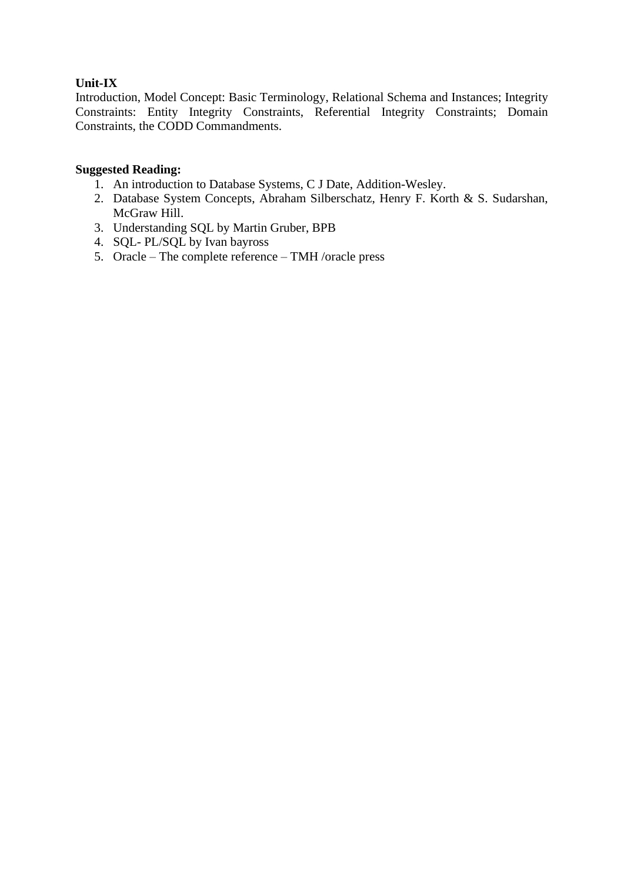**Unit-IX**

Introduction, Model Concept: Basic Terminology, Relational Schema and Instances; Integrity Constraints: Entity Integrity Constraints, Referential Integrity Constraints; Domain Constraints, the CODD Commandments.

**Suggested Reading:**

1. An introduction to Database Systems, C J Date, Addition-Wesley.
2. Database System Concepts, Abraham Silberschatz, Henry F. Korth & S. Sudarshan, McGraw Hill.
3. Understanding SQL by Martin Gruber, BPB
4. SQL- PL/SQL by Ivan bayross
5. Oracle – The complete reference – TMH /oracle press